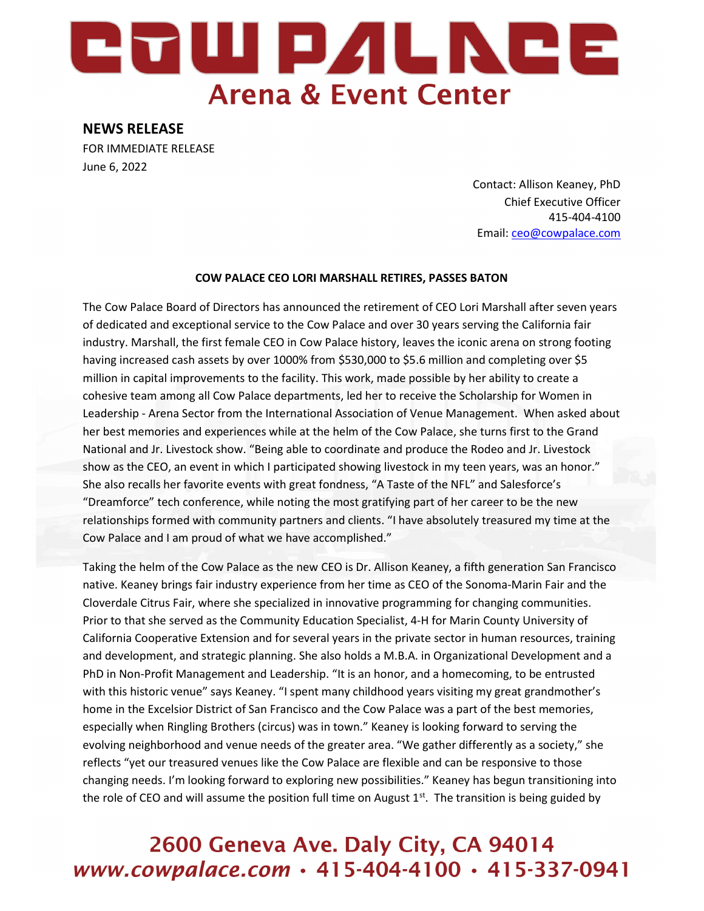# COW PALACE

## Arena & Event Center

**NEWS RELEASE**

FOR IMMEDIATE RELEASE

June 6, 2022

Contact: Allison Keaney, PhD
Chief Executive Officer
415-404-4100
Email: ceo@cowpalace.com

**COW PALACE CEO LORI MARSHALL RETIRES, PASSES BATON**

The Cow Palace Board of Directors has announced the retirement of CEO Lori Marshall after seven years of dedicated and exceptional service to the Cow Palace and over 30 years serving the California fair industry. Marshall, the first female CEO in Cow Palace history, leaves the iconic arena on strong footing having increased cash assets by over 1000% from $530,000 to $5.6 million and completing over $5 million in capital improvements to the facility. This work, made possible by her ability to create a cohesive team among all Cow Palace departments, led her to receive the Scholarship for Women in Leadership - Arena Sector from the International Association of Venue Management. When asked about her best memories and experiences while at the helm of the Cow Palace, she turns first to the Grand National and Jr. Livestock show. "Being able to coordinate and produce the Rodeo and Jr. Livestock show as the CEO, an event in which I participated showing livestock in my teen years, was an honor." She also recalls her favorite events with great fondness, "A Taste of the NFL" and Salesforce's "Dreamforce" tech conference, while noting the most gratifying part of her career to be the new relationships formed with community partners and clients. "I have absolutely treasured my time at the Cow Palace and I am proud of what we have accomplished."

Taking the helm of the Cow Palace as the new CEO is Dr. Allison Keaney, a fifth generation San Francisco native. Keaney brings fair industry experience from her time as CEO of the Sonoma-Marin Fair and the Cloverdale Citrus Fair, where she specialized in innovative programming for changing communities. Prior to that she served as the Community Education Specialist, 4-H for Marin County University of California Cooperative Extension and for several years in the private sector in human resources, training and development, and strategic planning. She also holds a M.B.A. in Organizational Development and a PhD in Non-Profit Management and Leadership. "It is an honor, and a homecoming, to be entrusted with this historic venue" says Keaney. "I spent many childhood years visiting my great grandmother's home in the Excelsior District of San Francisco and the Cow Palace was a part of the best memories, especially when Ringling Brothers (circus) was in town." Keaney is looking forward to serving the evolving neighborhood and venue needs of the greater area. "We gather differently as a society," she reflects "yet our treasured venues like the Cow Palace are flexible and can be responsive to those changing needs. I'm looking forward to exploring new possibilities." Keaney has begun transitioning into the role of CEO and will assume the position full time on August 1st. The transition is being guided by

2600 Geneva Ave. Daly City, CA 94014
www.cowpalace.com • 415-404-4100 • 415-337-0941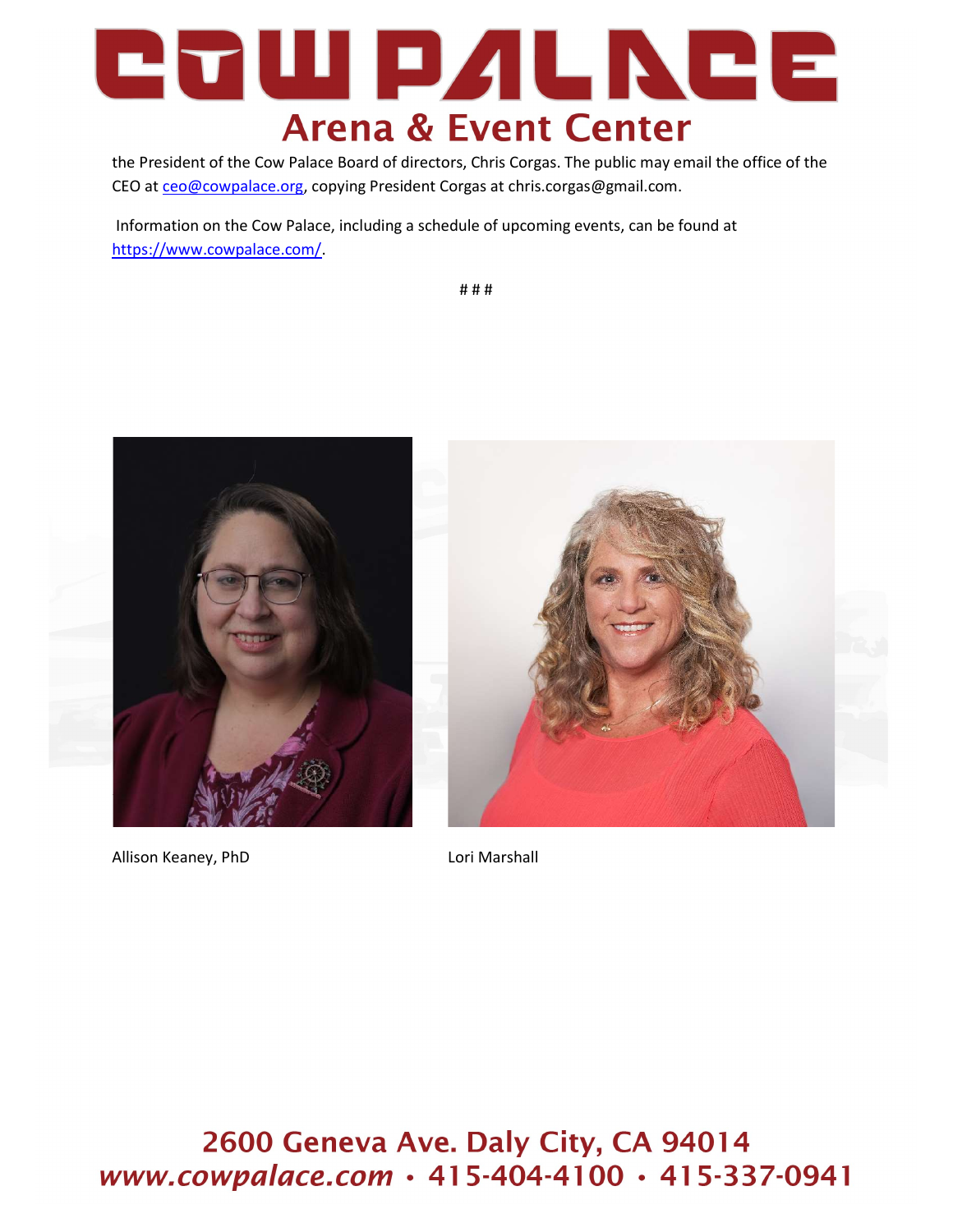the President of the Cow Palace Board of directors, Chris Corgas. The public may email the office of the CEO at ceo@cowpalace.org, copying President Corgas at chris.corgas@gmail.com.

Information on the Cow Palace, including a schedule of upcoming events, can be found at https://www.cowpalace.com/.

# # #

Allison Keaney, PhD

Lori Marshall